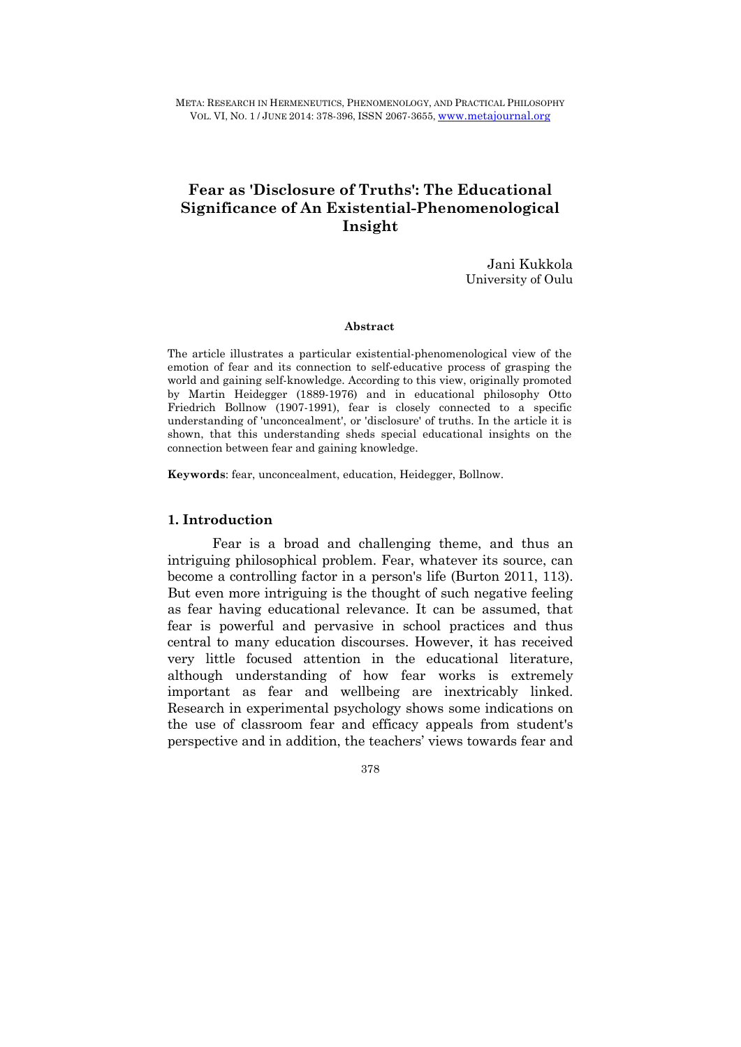# Fear as 'Disclosure of Truths': The Educational Significance of An Existential-Phenomenological Insight

Jani Kukkola
University of Oulu

#### Abstract

The article illustrates a particular existential-phenomenological view of the emotion of fear and its connection to self-educative process of grasping the world and gaining self-knowledge. According to this view, originally promoted by Martin Heidegger (1889-1976) and in educational philosophy Otto Friedrich Bollnow (1907-1991), fear is closely connected to a specific understanding of 'unconcealment', or 'disclosure' of truths. In the article it is shown, that this understanding sheds special educational insights on the connection between fear and gaining knowledge.

**Keywords**: fear, unconcealment, education, Heidegger, Bollnow.

## 1. Introduction

Fear is a broad and challenging theme, and thus an intriguing philosophical problem. Fear, whatever its source, can become a controlling factor in a person's life (Burton 2011, 113). But even more intriguing is the thought of such negative feeling as fear having educational relevance. It can be assumed, that fear is powerful and pervasive in school practices and thus central to many education discourses. However, it has received very little focused attention in the educational literature, although understanding of how fear works is extremely important as fear and wellbeing are inextricably linked. Research in experimental psychology shows some indications on the use of classroom fear and efficacy appeals from student's perspective and in addition, the teachers' views towards fear and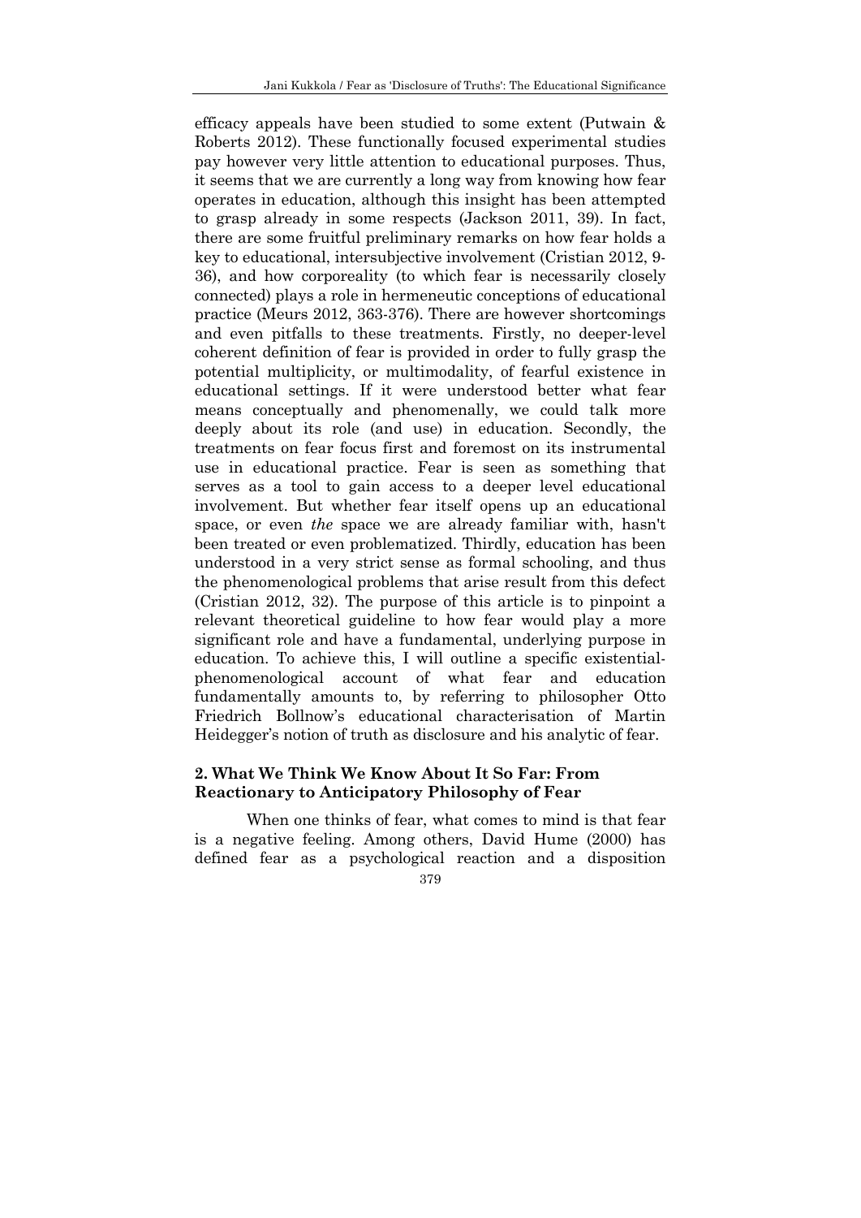efficacy appeals have been studied to some extent (Putwain & Roberts 2012). These functionally focused experimental studies pay however very little attention to educational purposes. Thus, it seems that we are currently a long way from knowing how fear operates in education, although this insight has been attempted to grasp already in some respects (Jackson 2011, 39). In fact, there are some fruitful preliminary remarks on how fear holds a key to educational, intersubjective involvement (Cristian 2012, 9-36), and how corporeality (to which fear is necessarily closely connected) plays a role in hermeneutic conceptions of educational practice (Meurs 2012, 363-376). There are however shortcomings and even pitfalls to these treatments. Firstly, no deeper-level coherent definition of fear is provided in order to fully grasp the potential multiplicity, or multimodality, of fearful existence in educational settings. If it were understood better what fear means conceptually and phenomenally, we could talk more deeply about its role (and use) in education. Secondly, the treatments on fear focus first and foremost on its instrumental use in educational practice. Fear is seen as something that serves as a tool to gain access to a deeper level educational involvement. But whether fear itself opens up an educational space, or even *the* space we are already familiar with, hasn't been treated or even problematized. Thirdly, education has been understood in a very strict sense as formal schooling, and thus the phenomenological problems that arise result from this defect (Cristian 2012, 32). The purpose of this article is to pinpoint a relevant theoretical guideline to how fear would play a more significant role and have a fundamental, underlying purpose in education. To achieve this, I will outline a specific existential-phenomenological account of what fear and education fundamentally amounts to, by referring to philosopher Otto Friedrich Bollnow's educational characterisation of Martin Heidegger's notion of truth as disclosure and his analytic of fear.

## 2. What We Think We Know About It So Far: From Reactionary to Anticipatory Philosophy of Fear

When one thinks of fear, what comes to mind is that fear is a negative feeling. Among others, David Hume (2000) has defined fear as a psychological reaction and a disposition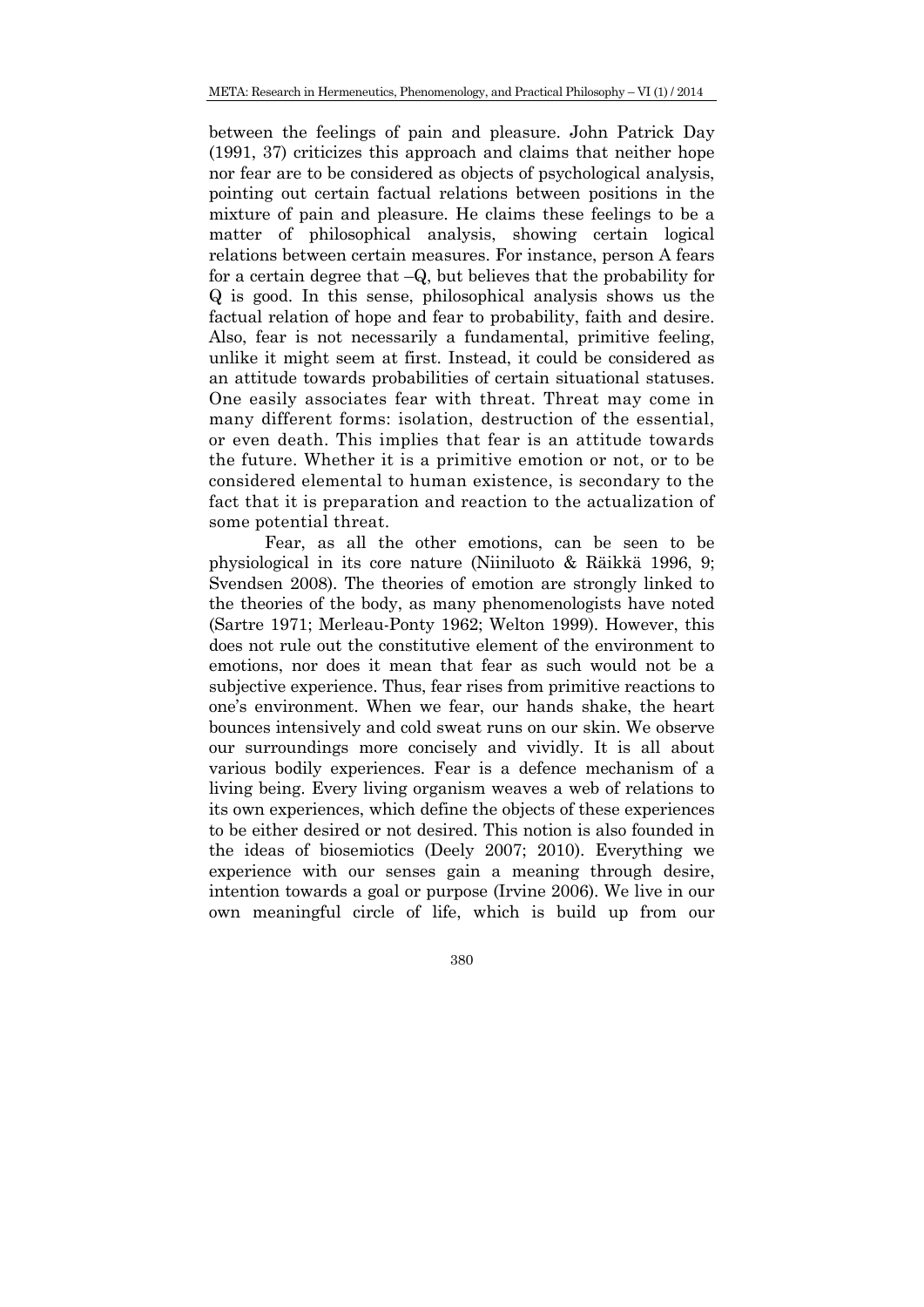between the feelings of pain and pleasure. John Patrick Day (1991, 37) criticizes this approach and claims that neither hope nor fear are to be considered as objects of psychological analysis, pointing out certain factual relations between positions in the mixture of pain and pleasure. He claims these feelings to be a matter of philosophical analysis, showing certain logical relations between certain measures. For instance, person A fears for a certain degree that –Q, but believes that the probability for Q is good. In this sense, philosophical analysis shows us the factual relation of hope and fear to probability, faith and desire. Also, fear is not necessarily a fundamental, primitive feeling, unlike it might seem at first. Instead, it could be considered as an attitude towards probabilities of certain situational statuses. One easily associates fear with threat. Threat may come in many different forms: isolation, destruction of the essential, or even death. This implies that fear is an attitude towards the future. Whether it is a primitive emotion or not, or to be considered elemental to human existence, is secondary to the fact that it is preparation and reaction to the actualization of some potential threat.

Fear, as all the other emotions, can be seen to be physiological in its core nature (Niiniluoto & Räikkä 1996, 9; Svendsen 2008). The theories of emotion are strongly linked to the theories of the body, as many phenomenologists have noted (Sartre 1971; Merleau-Ponty 1962; Welton 1999). However, this does not rule out the constitutive element of the environment to emotions, nor does it mean that fear as such would not be a subjective experience. Thus, fear rises from primitive reactions to one's environment. When we fear, our hands shake, the heart bounces intensively and cold sweat runs on our skin. We observe our surroundings more concisely and vividly. It is all about various bodily experiences. Fear is a defence mechanism of a living being. Every living organism weaves a web of relations to its own experiences, which define the objects of these experiences to be either desired or not desired. This notion is also founded in the ideas of biosemiotics (Deely 2007; 2010). Everything we experience with our senses gain a meaning through desire, intention towards a goal or purpose (Irvine 2006). We live in our own meaningful circle of life, which is build up from our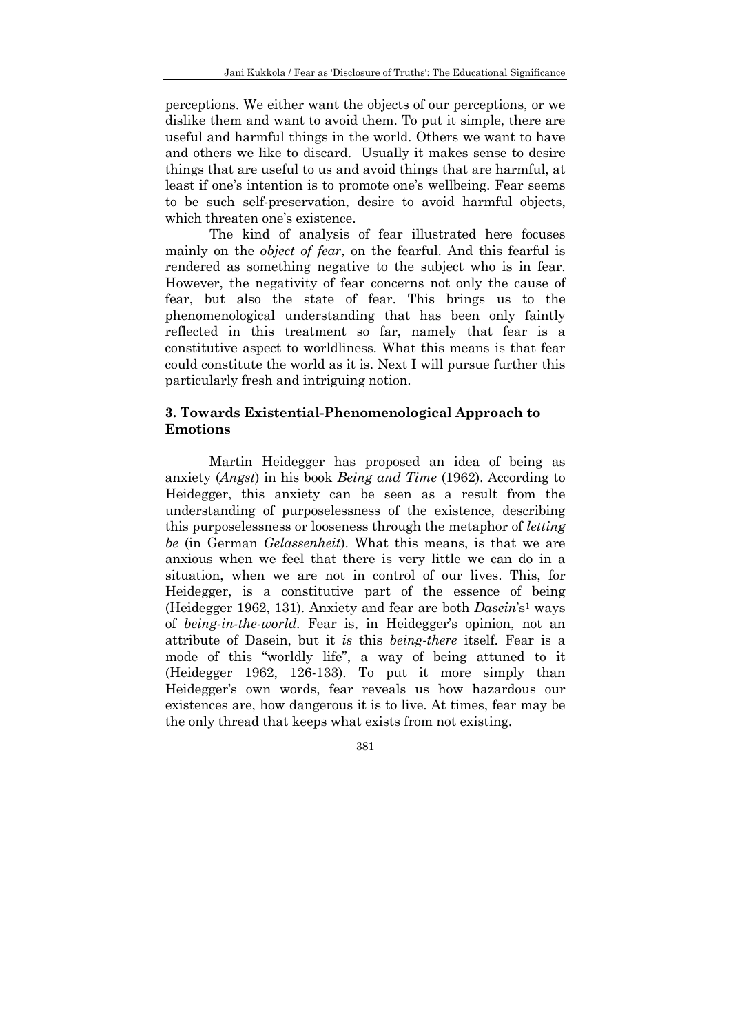perceptions. We either want the objects of our perceptions, or we dislike them and want to avoid them. To put it simple, there are useful and harmful things in the world. Others we want to have and others we like to discard. Usually it makes sense to desire things that are useful to us and avoid things that are harmful, at least if one's intention is to promote one's wellbeing. Fear seems to be such self-preservation, desire to avoid harmful objects, which threaten one's existence.

The kind of analysis of fear illustrated here focuses mainly on the *object of fear*, on the fearful. And this fearful is rendered as something negative to the subject who is in fear. However, the negativity of fear concerns not only the cause of fear, but also the state of fear. This brings us to the phenomenological understanding that has been only faintly reflected in this treatment so far, namely that fear is a constitutive aspect to worldliness. What this means is that fear could constitute the world as it is. Next I will pursue further this particularly fresh and intriguing notion.

## 3. Towards Existential-Phenomenological Approach to Emotions

Martin Heidegger has proposed an idea of being as anxiety (*Angst*) in his book *Being and Time* (1962). According to Heidegger, this anxiety can be seen as a result from the understanding of purposelessness of the existence, describing this purposelessness or looseness through the metaphor of *letting be* (in German *Gelassenheit*). What this means, is that we are anxious when we feel that there is very little we can do in a situation, when we are not in control of our lives. This, for Heidegger, is a constitutive part of the essence of being (Heidegger 1962, 131). Anxiety and fear are both *Dasein*'s[1] ways of *being-in-the-world*. Fear is, in Heidegger's opinion, not an attribute of Dasein, but it *is* this *being-there* itself. Fear is a mode of this "worldly life", a way of being attuned to it (Heidegger 1962, 126-133). To put it more simply than Heidegger's own words, fear reveals us how hazardous our existences are, how dangerous it is to live. At times, fear may be the only thread that keeps what exists from not existing.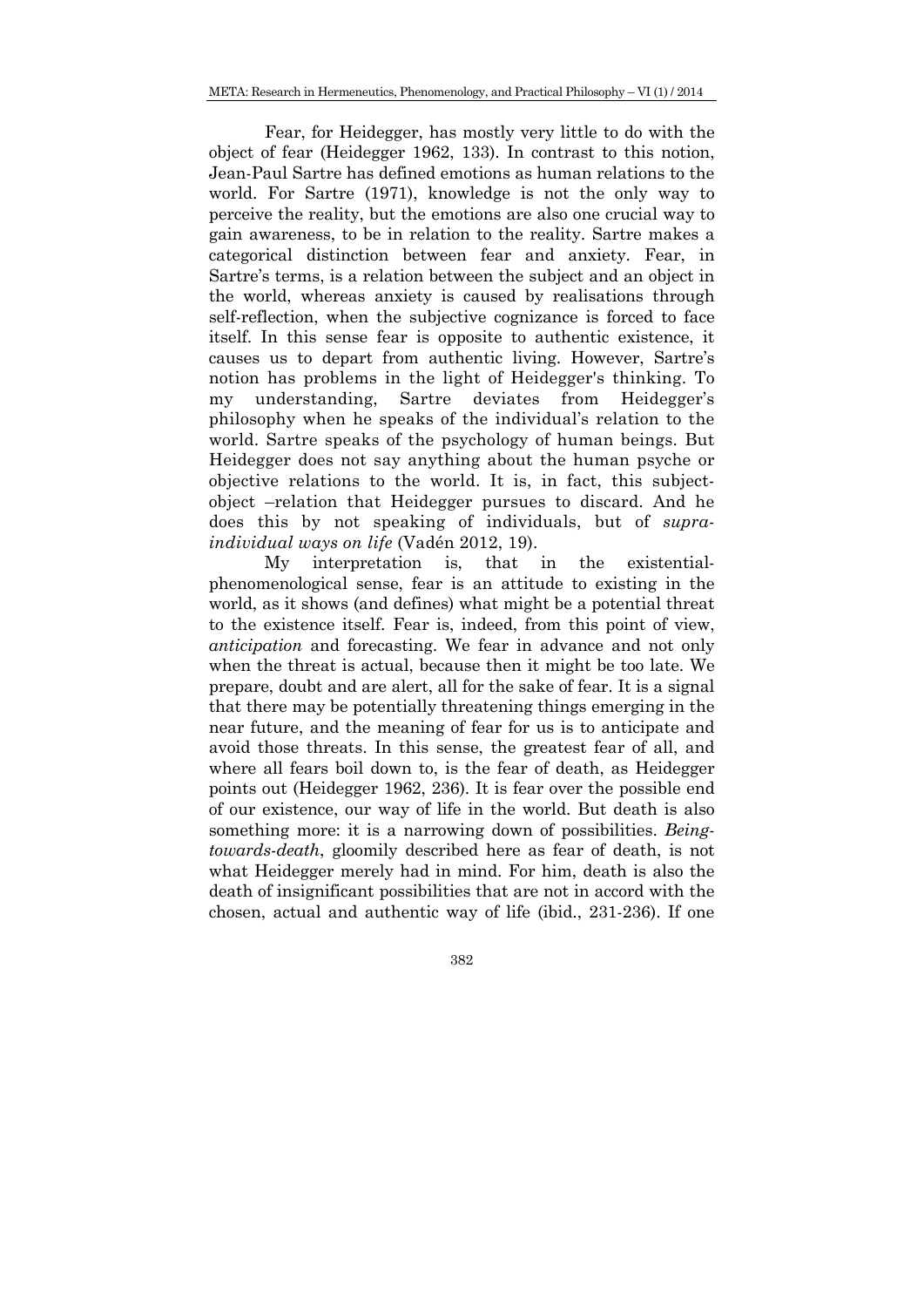Fear, for Heidegger, has mostly very little to do with the object of fear (Heidegger 1962, 133). In contrast to this notion, Jean-Paul Sartre has defined emotions as human relations to the world. For Sartre (1971), knowledge is not the only way to perceive the reality, but the emotions are also one crucial way to gain awareness, to be in relation to the reality. Sartre makes a categorical distinction between fear and anxiety. Fear, in Sartre's terms, is a relation between the subject and an object in the world, whereas anxiety is caused by realisations through self-reflection, when the subjective cognizance is forced to face itself. In this sense fear is opposite to authentic existence, it causes us to depart from authentic living. However, Sartre's notion has problems in the light of Heidegger's thinking. To my understanding, Sartre deviates from Heidegger's philosophy when he speaks of the individual's relation to the world. Sartre speaks of the psychology of human beings. But Heidegger does not say anything about the human psyche or objective relations to the world. It is, in fact, this subject-object –relation that Heidegger pursues to discard. And he does this by not speaking of individuals, but of *supra-individual ways on life* (Vadén 2012, 19).

My interpretation is, that in the existential-phenomenological sense, fear is an attitude to existing in the world, as it shows (and defines) what might be a potential threat to the existence itself. Fear is, indeed, from this point of view, *anticipation* and forecasting. We fear in advance and not only when the threat is actual, because then it might be too late. We prepare, doubt and are alert, all for the sake of fear. It is a signal that there may be potentially threatening things emerging in the near future, and the meaning of fear for us is to anticipate and avoid those threats. In this sense, the greatest fear of all, and where all fears boil down to, is the fear of death, as Heidegger points out (Heidegger 1962, 236). It is fear over the possible end of our existence, our way of life in the world. But death is also something more: it is a narrowing down of possibilities. *Being-towards-death*, gloomily described here as fear of death, is not what Heidegger merely had in mind. For him, death is also the death of insignificant possibilities that are not in accord with the chosen, actual and authentic way of life (ibid., 231-236). If one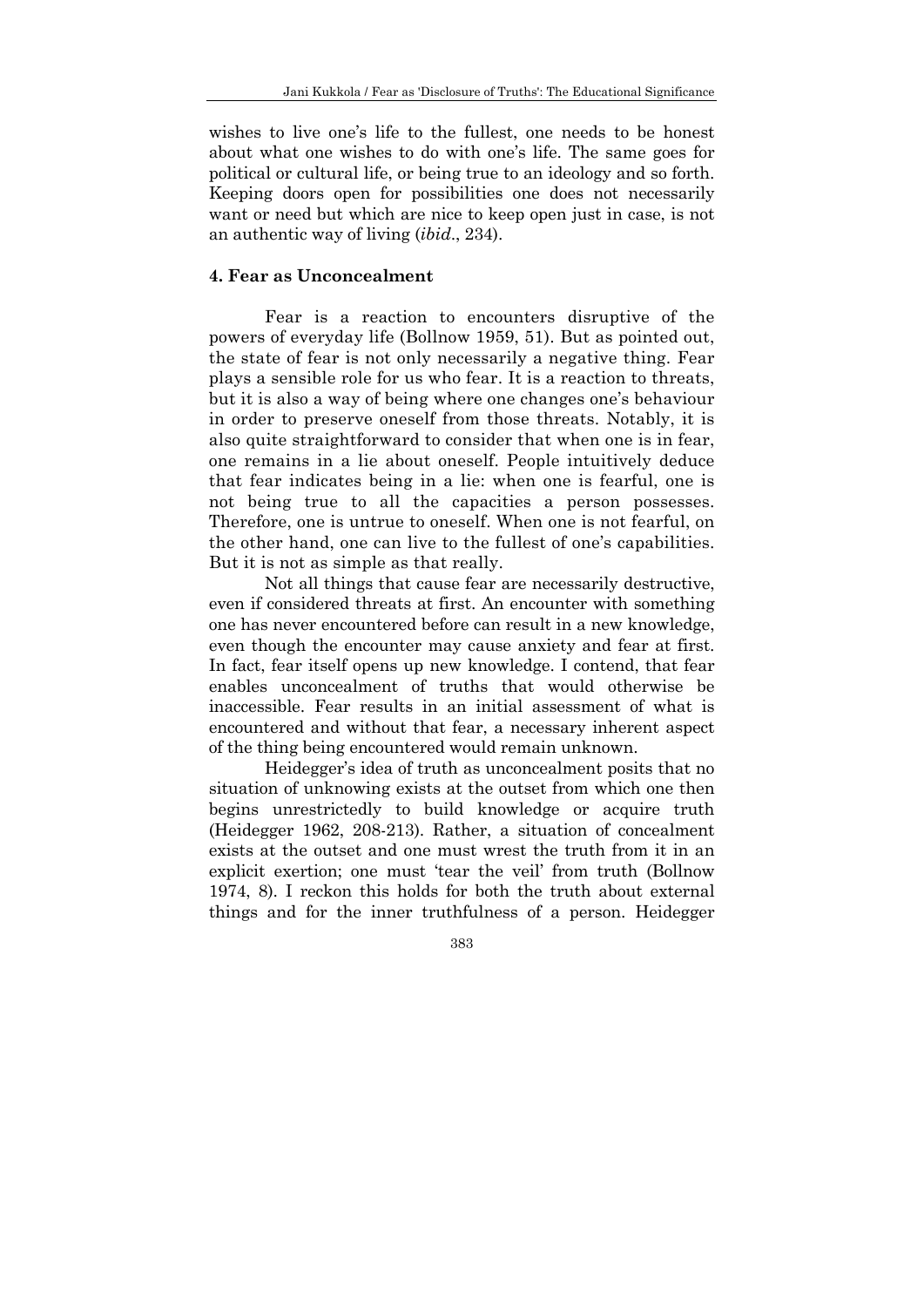wishes to live one's life to the fullest, one needs to be honest about what one wishes to do with one's life. The same goes for political or cultural life, or being true to an ideology and so forth. Keeping doors open for possibilities one does not necessarily want or need but which are nice to keep open just in case, is not an authentic way of living (*ibid*., 234).

## 4. Fear as Unconcealment

Fear is a reaction to encounters disruptive of the powers of everyday life (Bollnow 1959, 51). But as pointed out, the state of fear is not only necessarily a negative thing. Fear plays a sensible role for us who fear. It is a reaction to threats, but it is also a way of being where one changes one's behaviour in order to preserve oneself from those threats. Notably, it is also quite straightforward to consider that when one is in fear, one remains in a lie about oneself. People intuitively deduce that fear indicates being in a lie: when one is fearful, one is not being true to all the capacities a person possesses. Therefore, one is untrue to oneself. When one is not fearful, on the other hand, one can live to the fullest of one's capabilities. But it is not as simple as that really.

Not all things that cause fear are necessarily destructive, even if considered threats at first. An encounter with something one has never encountered before can result in a new knowledge, even though the encounter may cause anxiety and fear at first. In fact, fear itself opens up new knowledge. I contend, that fear enables unconcealment of truths that would otherwise be inaccessible. Fear results in an initial assessment of what is encountered and without that fear, a necessary inherent aspect of the thing being encountered would remain unknown.

Heidegger's idea of truth as unconcealment posits that no situation of unknowing exists at the outset from which one then begins unrestrictedly to build knowledge or acquire truth (Heidegger 1962, 208-213). Rather, a situation of concealment exists at the outset and one must wrest the truth from it in an explicit exertion; one must 'tear the veil' from truth (Bollnow 1974, 8). I reckon this holds for both the truth about external things and for the inner truthfulness of a person. Heidegger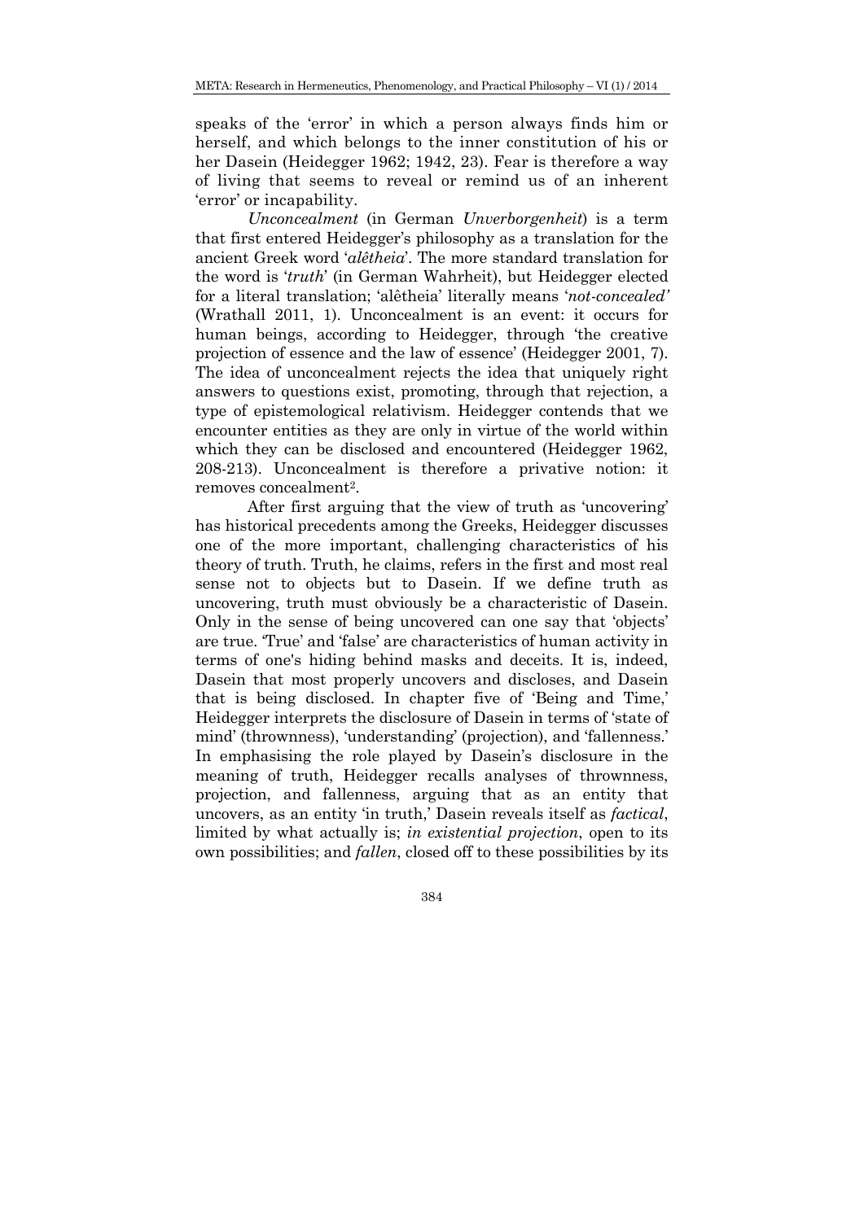speaks of the 'error' in which a person always finds him or herself, and which belongs to the inner constitution of his or her Dasein (Heidegger 1962; 1942, 23). Fear is therefore a way of living that seems to reveal or remind us of an inherent 'error' or incapability.

*Unconcealment* (in German *Unverborgenheit*) is a term that first entered Heidegger's philosophy as a translation for the ancient Greek word '*alêtheia*'. The more standard translation for the word is '*truth*' (in German Wahrheit), but Heidegger elected for a literal translation; 'alêtheia' literally means '*not-concealed'* (Wrathall 2011, 1). Unconcealment is an event: it occurs for human beings, according to Heidegger, through 'the creative projection of essence and the law of essence' (Heidegger 2001, 7). The idea of unconcealment rejects the idea that uniquely right answers to questions exist, promoting, through that rejection, a type of epistemological relativism. Heidegger contends that we encounter entities as they are only in virtue of the world within which they can be disclosed and encountered (Heidegger 1962, 208-213). Unconcealment is therefore a privative notion: it removes concealment[2].

After first arguing that the view of truth as 'uncovering' has historical precedents among the Greeks, Heidegger discusses one of the more important, challenging characteristics of his theory of truth. Truth, he claims, refers in the first and most real sense not to objects but to Dasein. If we define truth as uncovering, truth must obviously be a characteristic of Dasein. Only in the sense of being uncovered can one say that 'objects' are true. 'True' and 'false' are characteristics of human activity in terms of one's hiding behind masks and deceits. It is, indeed, Dasein that most properly uncovers and discloses, and Dasein that is being disclosed. In chapter five of 'Being and Time,' Heidegger interprets the disclosure of Dasein in terms of 'state of mind' (thrownness), 'understanding' (projection), and 'fallenness.' In emphasising the role played by Dasein's disclosure in the meaning of truth, Heidegger recalls analyses of thrownness, projection, and fallenness, arguing that as an entity that uncovers, as an entity 'in truth,' Dasein reveals itself as *factical*, limited by what actually is; *in existential projection*, open to its own possibilities; and *fallen*, closed off to these possibilities by its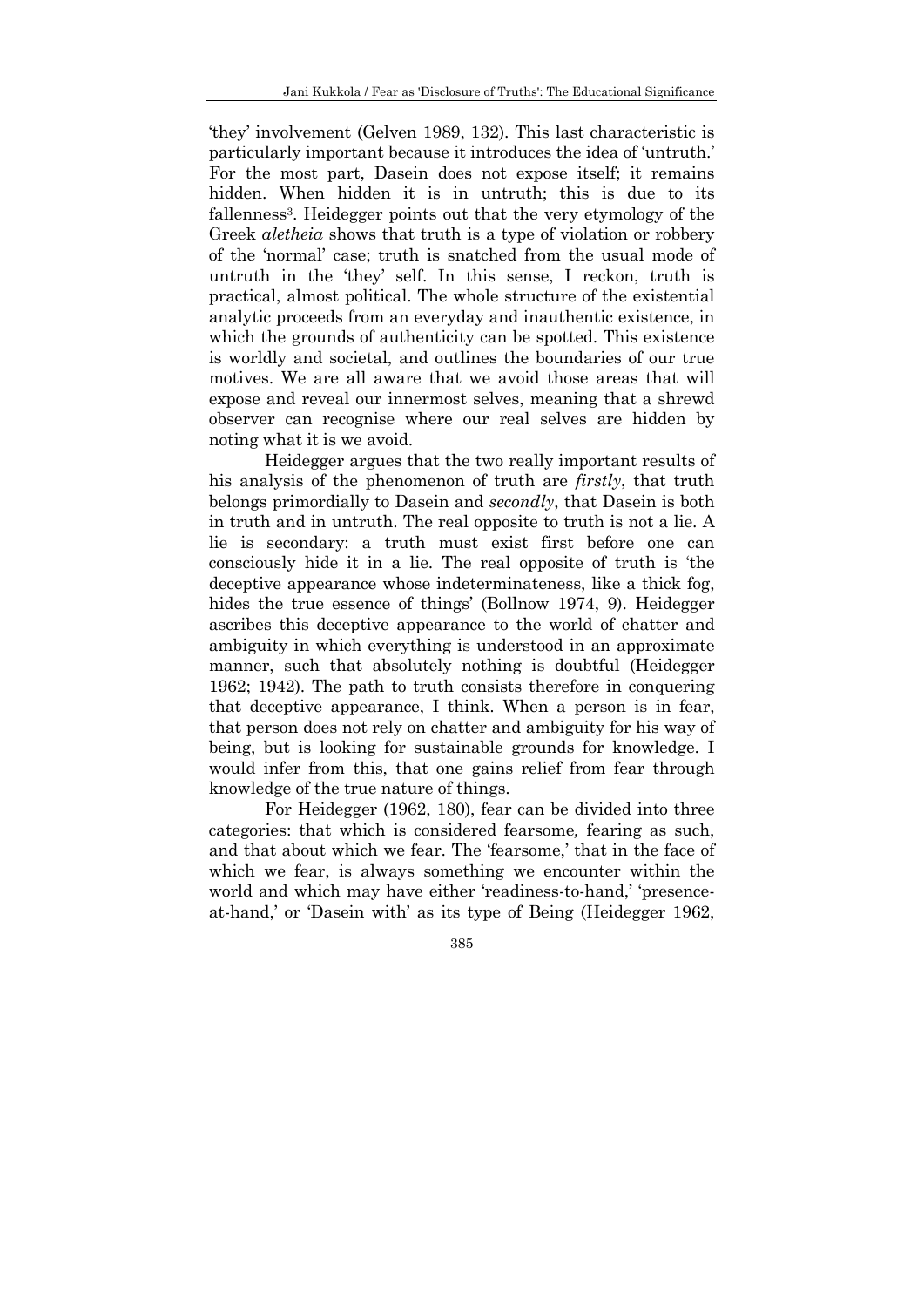'they' involvement (Gelven 1989, 132). This last characteristic is particularly important because it introduces the idea of 'untruth.' For the most part, Dasein does not expose itself; it remains hidden. When hidden it is in untruth; this is due to its fallenness[3]. Heidegger points out that the very etymology of the Greek *aletheia* shows that truth is a type of violation or robbery of the 'normal' case; truth is snatched from the usual mode of untruth in the 'they' self. In this sense, I reckon, truth is practical, almost political. The whole structure of the existential analytic proceeds from an everyday and inauthentic existence, in which the grounds of authenticity can be spotted. This existence is worldly and societal, and outlines the boundaries of our true motives. We are all aware that we avoid those areas that will expose and reveal our innermost selves, meaning that a shrewd observer can recognise where our real selves are hidden by noting what it is we avoid.

Heidegger argues that the two really important results of his analysis of the phenomenon of truth are *firstly*, that truth belongs primordially to Dasein and *secondly*, that Dasein is both in truth and in untruth. The real opposite to truth is not a lie. A lie is secondary: a truth must exist first before one can consciously hide it in a lie. The real opposite of truth is 'the deceptive appearance whose indeterminateness, like a thick fog, hides the true essence of things' (Bollnow 1974, 9). Heidegger ascribes this deceptive appearance to the world of chatter and ambiguity in which everything is understood in an approximate manner, such that absolutely nothing is doubtful (Heidegger 1962; 1942). The path to truth consists therefore in conquering that deceptive appearance, I think. When a person is in fear, that person does not rely on chatter and ambiguity for his way of being, but is looking for sustainable grounds for knowledge. I would infer from this, that one gains relief from fear through knowledge of the true nature of things.

For Heidegger (1962, 180), fear can be divided into three categories: that which is considered fearsome*,* fearing as such, and that about which we fear. The 'fearsome,' that in the face of which we fear, is always something we encounter within the world and which may have either 'readiness-to-hand,' 'presence-at-hand,' or 'Dasein with' as its type of Being (Heidegger 1962,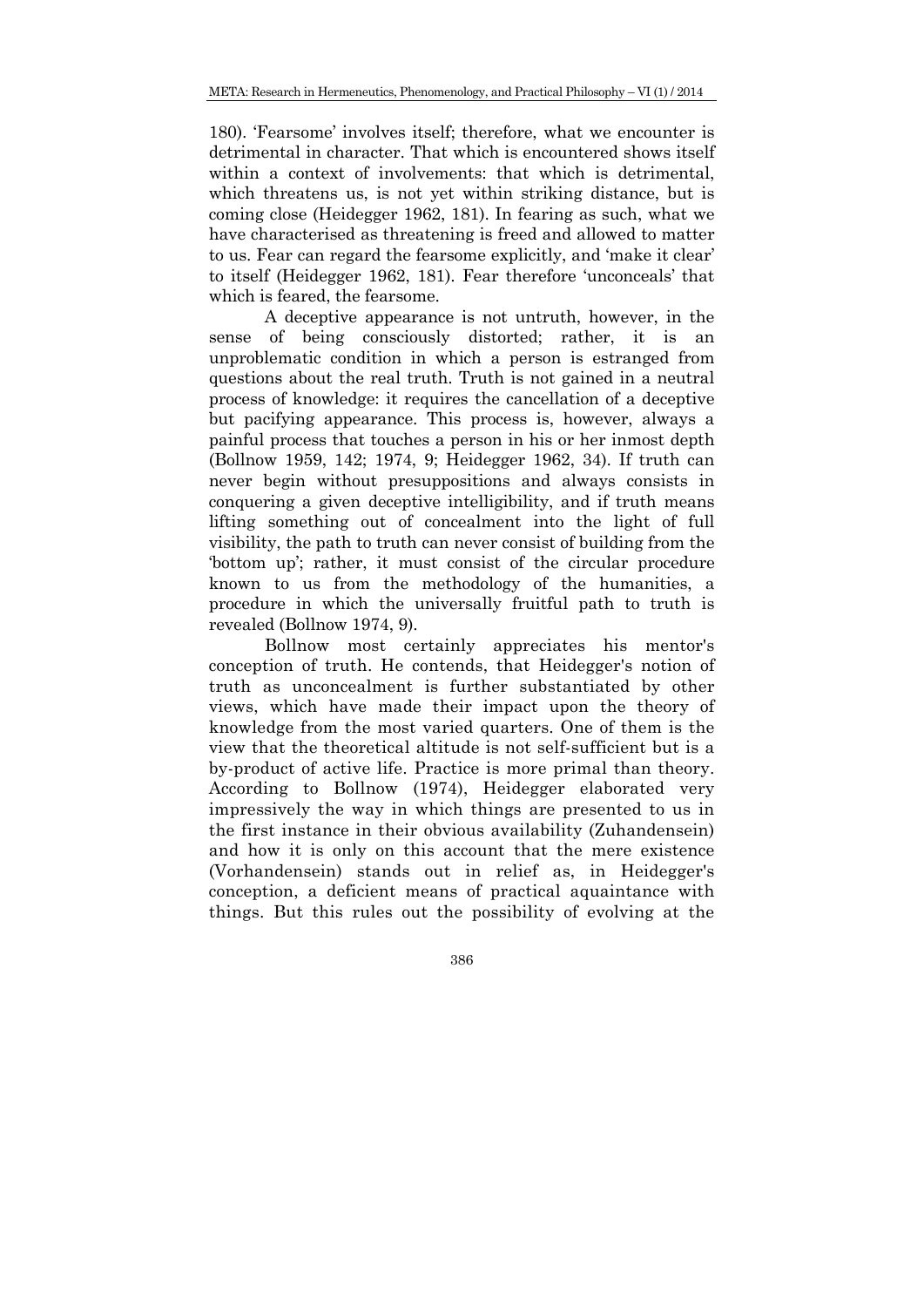180). 'Fearsome' involves itself; therefore, what we encounter is detrimental in character. That which is encountered shows itself within a context of involvements: that which is detrimental, which threatens us, is not yet within striking distance, but is coming close (Heidegger 1962, 181). In fearing as such, what we have characterised as threatening is freed and allowed to matter to us. Fear can regard the fearsome explicitly, and 'make it clear' to itself (Heidegger 1962, 181). Fear therefore 'unconceals' that which is feared, the fearsome.

A deceptive appearance is not untruth, however, in the sense of being consciously distorted; rather, it is an unproblematic condition in which a person is estranged from questions about the real truth. Truth is not gained in a neutral process of knowledge: it requires the cancellation of a deceptive but pacifying appearance. This process is, however, always a painful process that touches a person in his or her inmost depth (Bollnow 1959, 142; 1974, 9; Heidegger 1962, 34). If truth can never begin without presuppositions and always consists in conquering a given deceptive intelligibility, and if truth means lifting something out of concealment into the light of full visibility, the path to truth can never consist of building from the 'bottom up'; rather, it must consist of the circular procedure known to us from the methodology of the humanities, a procedure in which the universally fruitful path to truth is revealed (Bollnow 1974, 9).

Bollnow most certainly appreciates his mentor's conception of truth. He contends, that Heidegger's notion of truth as unconcealment is further substantiated by other views, which have made their impact upon the theory of knowledge from the most varied quarters. One of them is the view that the theoretical altitude is not self-sufficient but is a by-product of active life. Practice is more primal than theory. According to Bollnow (1974), Heidegger elaborated very impressively the way in which things are presented to us in the first instance in their obvious availability (Zuhandensein) and how it is only on this account that the mere existence (Vorhandensein) stands out in relief as, in Heidegger's conception, a deficient means of practical aquaintance with things. But this rules out the possibility of evolving at the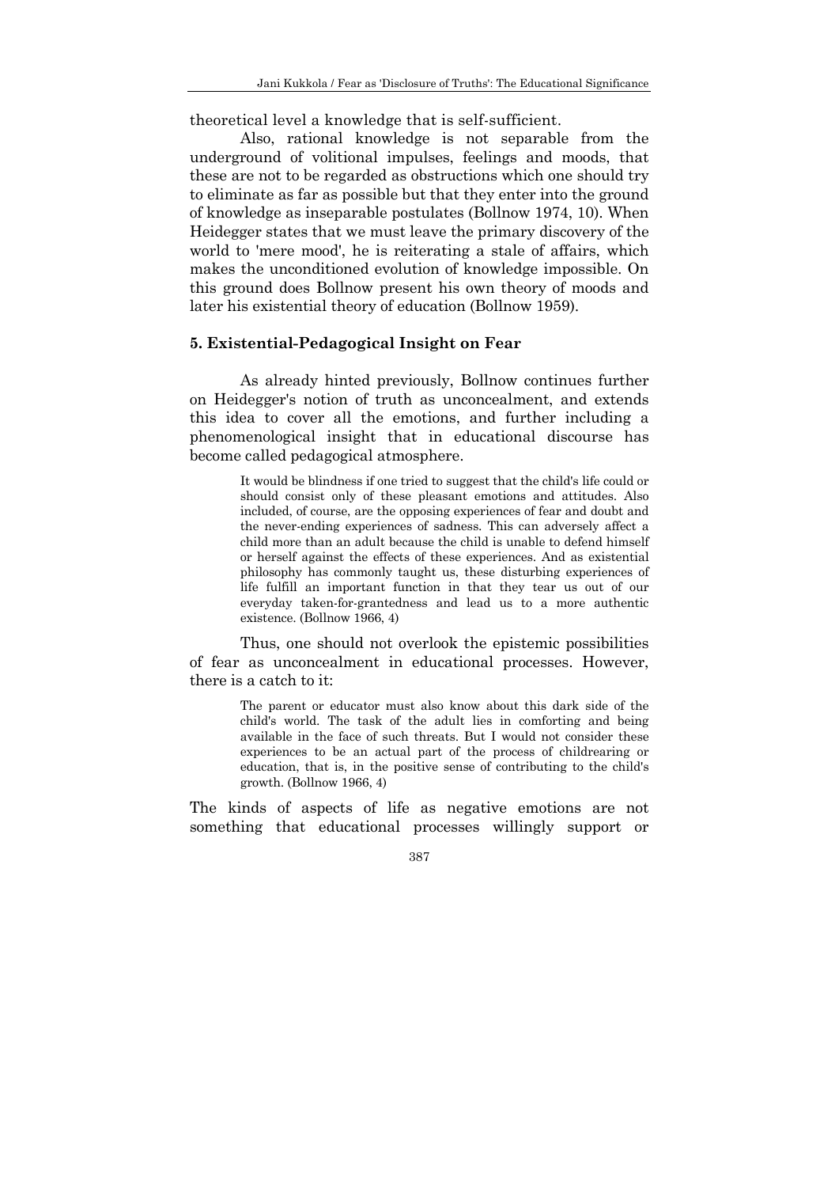theoretical level a knowledge that is self-sufficient.

Also, rational knowledge is not separable from the underground of volitional impulses, feelings and moods, that these are not to be regarded as obstructions which one should try to eliminate as far as possible but that they enter into the ground of knowledge as inseparable postulates (Bollnow 1974, 10). When Heidegger states that we must leave the primary discovery of the world to 'mere mood', he is reiterating a stale of affairs, which makes the unconditioned evolution of knowledge impossible. On this ground does Bollnow present his own theory of moods and later his existential theory of education (Bollnow 1959).

### 5. Existential-Pedagogical Insight on Fear

As already hinted previously, Bollnow continues further on Heidegger's notion of truth as unconcealment, and extends this idea to cover all the emotions, and further including a phenomenological insight that in educational discourse has become called pedagogical atmosphere.

> It would be blindness if one tried to suggest that the child's life could or should consist only of these pleasant emotions and attitudes. Also included, of course, are the opposing experiences of fear and doubt and the never-ending experiences of sadness. This can adversely affect a child more than an adult because the child is unable to defend himself or herself against the effects of these experiences. And as existential philosophy has commonly taught us, these disturbing experiences of life fulfill an important function in that they tear us out of our everyday taken-for-grantedness and lead us to a more authentic existence. (Bollnow 1966, 4)

Thus, one should not overlook the epistemic possibilities of fear as unconcealment in educational processes. However, there is a catch to it:

> The parent or educator must also know about this dark side of the child's world. The task of the adult lies in comforting and being available in the face of such threats. But I would not consider these experiences to be an actual part of the process of childrearing or education, that is, in the positive sense of contributing to the child's growth. (Bollnow 1966, 4)

The kinds of aspects of life as negative emotions are not something that educational processes willingly support or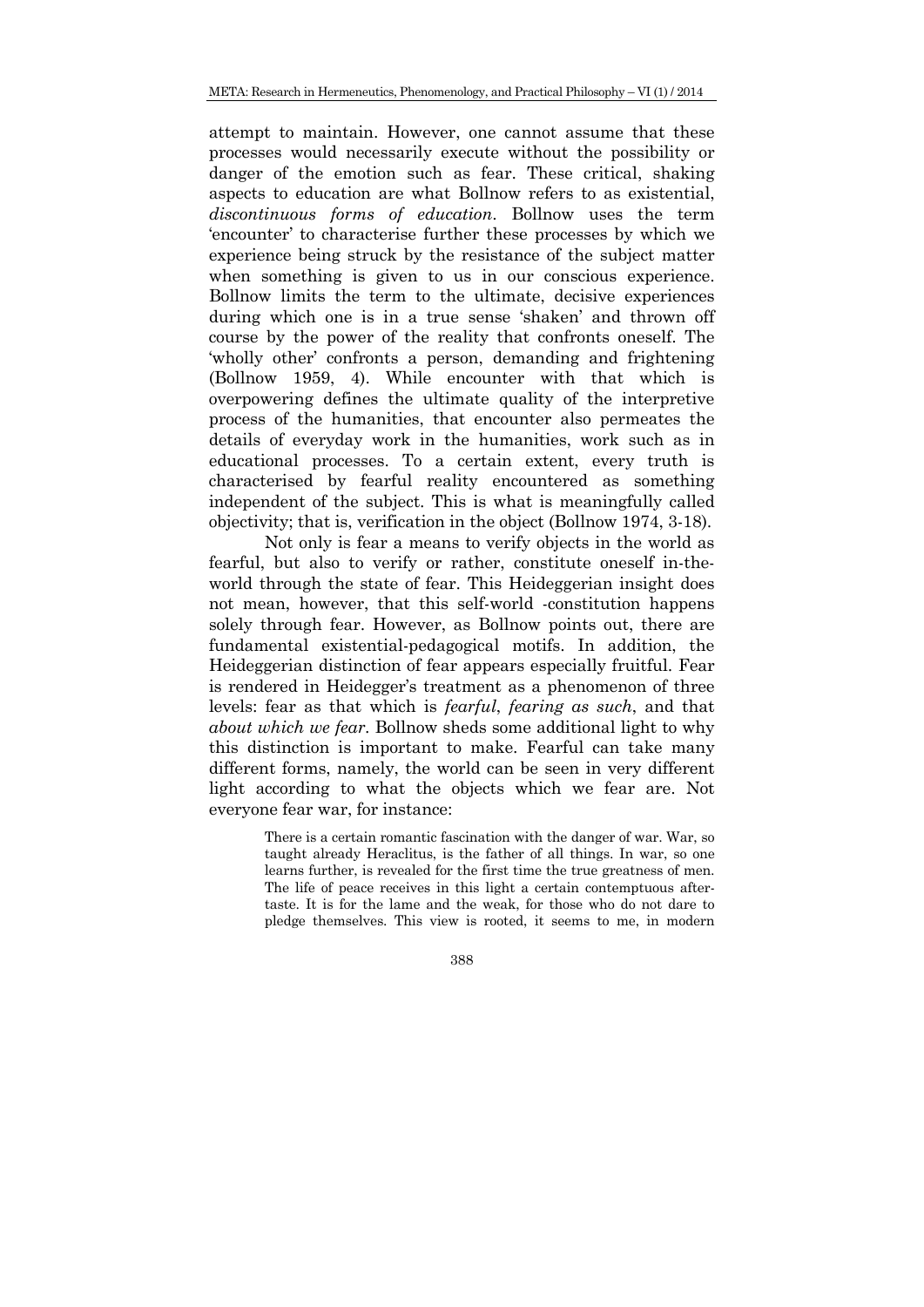attempt to maintain. However, one cannot assume that these processes would necessarily execute without the possibility or danger of the emotion such as fear. These critical, shaking aspects to education are what Bollnow refers to as existential, *discontinuous forms of education*. Bollnow uses the term 'encounter' to characterise further these processes by which we experience being struck by the resistance of the subject matter when something is given to us in our conscious experience. Bollnow limits the term to the ultimate, decisive experiences during which one is in a true sense 'shaken' and thrown off course by the power of the reality that confronts oneself. The 'wholly other' confronts a person, demanding and frightening (Bollnow 1959, 4). While encounter with that which is overpowering defines the ultimate quality of the interpretive process of the humanities, that encounter also permeates the details of everyday work in the humanities, work such as in educational processes. To a certain extent, every truth is characterised by fearful reality encountered as something independent of the subject. This is what is meaningfully called objectivity; that is, verification in the object (Bollnow 1974, 3-18).

Not only is fear a means to verify objects in the world as fearful, but also to verify or rather, constitute oneself in-the-world through the state of fear. This Heideggerian insight does not mean, however, that this self-world -constitution happens solely through fear. However, as Bollnow points out, there are fundamental existential-pedagogical motifs. In addition, the Heideggerian distinction of fear appears especially fruitful. Fear is rendered in Heidegger's treatment as a phenomenon of three levels: fear as that which is *fearful*, *fearing as such*, and that *about which we fear*. Bollnow sheds some additional light to why this distinction is important to make. Fearful can take many different forms, namely, the world can be seen in very different light according to what the objects which we fear are. Not everyone fear war, for instance:

> There is a certain romantic fascination with the danger of war. War, so taught already Heraclitus, is the father of all things. In war, so one learns further, is revealed for the first time the true greatness of men. The life of peace receives in this light a certain contemptuous after-taste. It is for the lame and the weak, for those who do not dare to pledge themselves. This view is rooted, it seems to me, in modern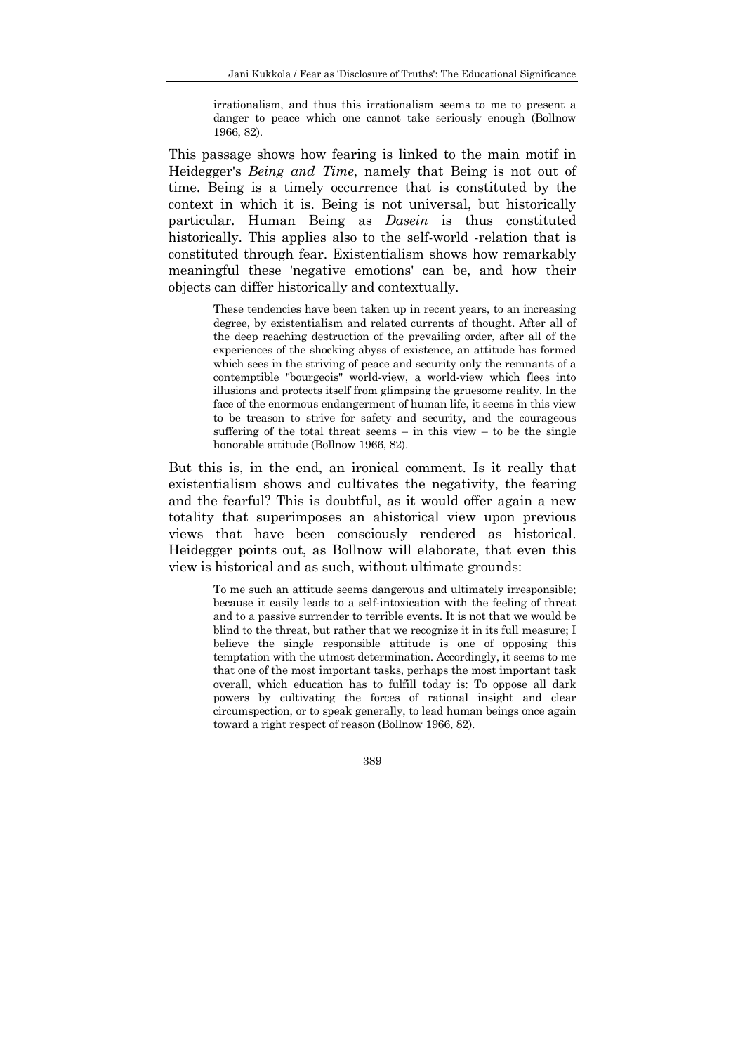> irrationalism, and thus this irrationalism seems to me to present a danger to peace which one cannot take seriously enough (Bollnow 1966, 82).

This passage shows how fearing is linked to the main motif in Heidegger's *Being and Time*, namely that Being is not out of time. Being is a timely occurrence that is constituted by the context in which it is. Being is not universal, but historically particular. Human Being as *Dasein* is thus constituted historically. This applies also to the self-world -relation that is constituted through fear. Existentialism shows how remarkably meaningful these 'negative emotions' can be, and how their objects can differ historically and contextually.

> These tendencies have been taken up in recent years, to an increasing degree, by existentialism and related currents of thought. After all of the deep reaching destruction of the prevailing order, after all of the experiences of the shocking abyss of existence, an attitude has formed which sees in the striving of peace and security only the remnants of a contemptible "bourgeois" world-view, a world-view which flees into illusions and protects itself from glimpsing the gruesome reality. In the face of the enormous endangerment of human life, it seems in this view to be treason to strive for safety and security, and the courageous suffering of the total threat seems – in this view – to be the single honorable attitude (Bollnow 1966, 82).

But this is, in the end, an ironical comment. Is it really that existentialism shows and cultivates the negativity, the fearing and the fearful? This is doubtful, as it would offer again a new totality that superimposes an ahistorical view upon previous views that have been consciously rendered as historical. Heidegger points out, as Bollnow will elaborate, that even this view is historical and as such, without ultimate grounds:

> To me such an attitude seems dangerous and ultimately irresponsible; because it easily leads to a self-intoxication with the feeling of threat and to a passive surrender to terrible events. It is not that we would be blind to the threat, but rather that we recognize it in its full measure; I believe the single responsible attitude is one of opposing this temptation with the utmost determination. Accordingly, it seems to me that one of the most important tasks, perhaps the most important task overall, which education has to fulfill today is: To oppose all dark powers by cultivating the forces of rational insight and clear circumspection, or to speak generally, to lead human beings once again toward a right respect of reason (Bollnow 1966, 82).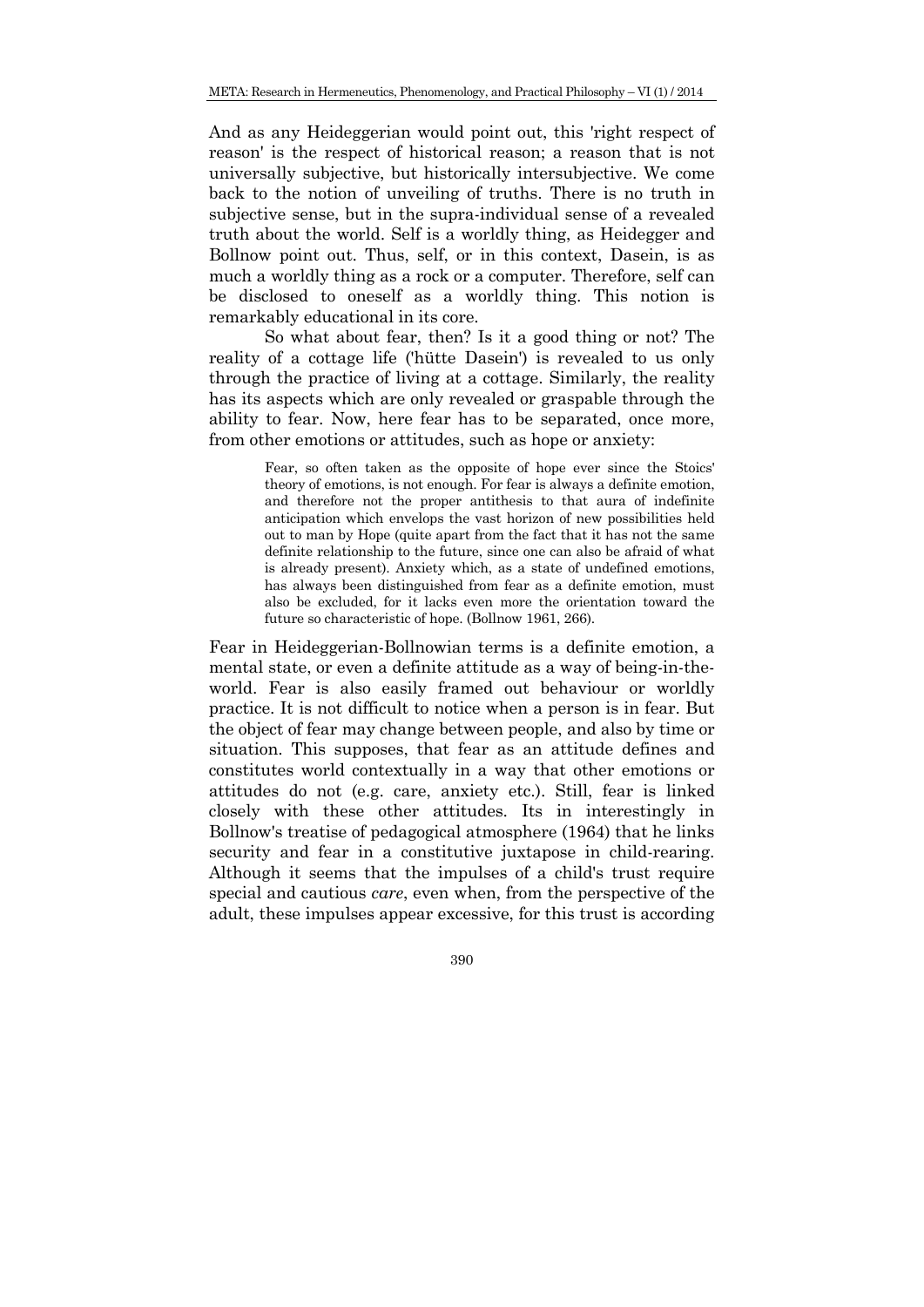And as any Heideggerian would point out, this 'right respect of reason' is the respect of historical reason; a reason that is not universally subjective, but historically intersubjective. We come back to the notion of unveiling of truths. There is no truth in subjective sense, but in the supra-individual sense of a revealed truth about the world. Self is a worldly thing, as Heidegger and Bollnow point out. Thus, self, or in this context, Dasein, is as much a worldly thing as a rock or a computer. Therefore, self can be disclosed to oneself as a worldly thing. This notion is remarkably educational in its core.

So what about fear, then? Is it a good thing or not? The reality of a cottage life ('hütte Dasein') is revealed to us only through the practice of living at a cottage. Similarly, the reality has its aspects which are only revealed or graspable through the ability to fear. Now, here fear has to be separated, once more, from other emotions or attitudes, such as hope or anxiety:

> Fear, so often taken as the opposite of hope ever since the Stoics' theory of emotions, is not enough. For fear is always a definite emotion, and therefore not the proper antithesis to that aura of indefinite anticipation which envelops the vast horizon of new possibilities held out to man by Hope (quite apart from the fact that it has not the same definite relationship to the future, since one can also be afraid of what is already present). Anxiety which, as a state of undefined emotions, has always been distinguished from fear as a definite emotion, must also be excluded, for it lacks even more the orientation toward the future so characteristic of hope. (Bollnow 1961, 266).

Fear in Heideggerian-Bollnowian terms is a definite emotion, a mental state, or even a definite attitude as a way of being-in-the-world. Fear is also easily framed out behaviour or worldly practice. It is not difficult to notice when a person is in fear. But the object of fear may change between people, and also by time or situation. This supposes, that fear as an attitude defines and constitutes world contextually in a way that other emotions or attitudes do not (e.g. care, anxiety etc.). Still, fear is linked closely with these other attitudes. Its in interestingly in Bollnow's treatise of pedagogical atmosphere (1964) that he links security and fear in a constitutive juxtapose in child-rearing. Although it seems that the impulses of a child's trust require special and cautious *care*, even when, from the perspective of the adult, these impulses appear excessive, for this trust is according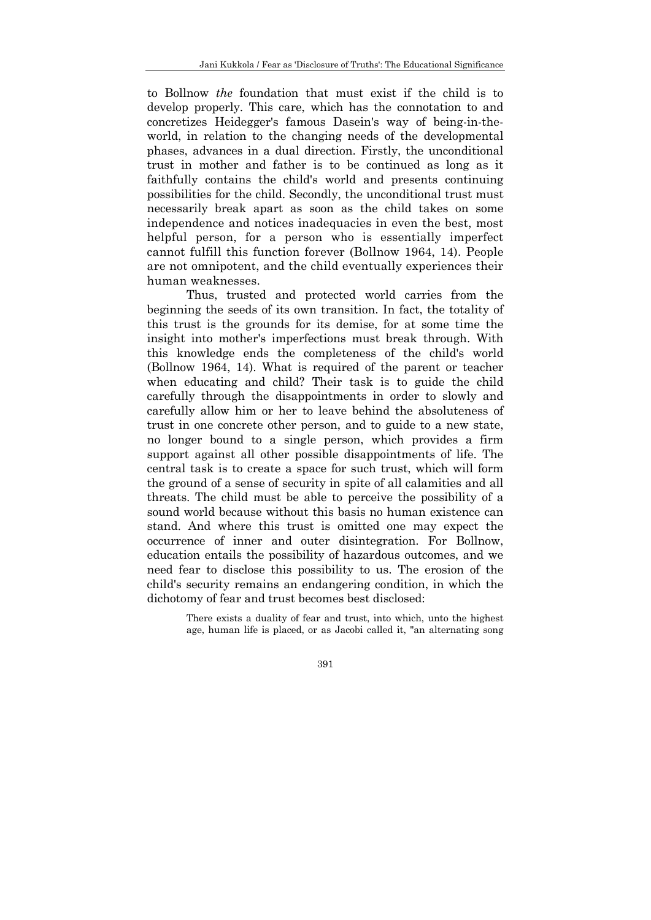to Bollnow *the* foundation that must exist if the child is to develop properly. This care, which has the connotation to and concretizes Heidegger's famous Dasein's way of being-in-the-world, in relation to the changing needs of the developmental phases, advances in a dual direction. Firstly, the unconditional trust in mother and father is to be continued as long as it faithfully contains the child's world and presents continuing possibilities for the child. Secondly, the unconditional trust must necessarily break apart as soon as the child takes on some independence and notices inadequacies in even the best, most helpful person, for a person who is essentially imperfect cannot fulfill this function forever (Bollnow 1964, 14). People are not omnipotent, and the child eventually experiences their human weaknesses.

Thus, trusted and protected world carries from the beginning the seeds of its own transition. In fact, the totality of this trust is the grounds for its demise, for at some time the insight into mother's imperfections must break through. With this knowledge ends the completeness of the child's world (Bollnow 1964, 14). What is required of the parent or teacher when educating and child? Their task is to guide the child carefully through the disappointments in order to slowly and carefully allow him or her to leave behind the absoluteness of trust in one concrete other person, and to guide to a new state, no longer bound to a single person, which provides a firm support against all other possible disappointments of life. The central task is to create a space for such trust, which will form the ground of a sense of security in spite of all calamities and all threats. The child must be able to perceive the possibility of a sound world because without this basis no human existence can stand. And where this trust is omitted one may expect the occurrence of inner and outer disintegration. For Bollnow, education entails the possibility of hazardous outcomes, and we need fear to disclose this possibility to us. The erosion of the child's security remains an endangering condition, in which the dichotomy of fear and trust becomes best disclosed:

> There exists a duality of fear and trust, into which, unto the highest age, human life is placed, or as Jacobi called it, "an alternating song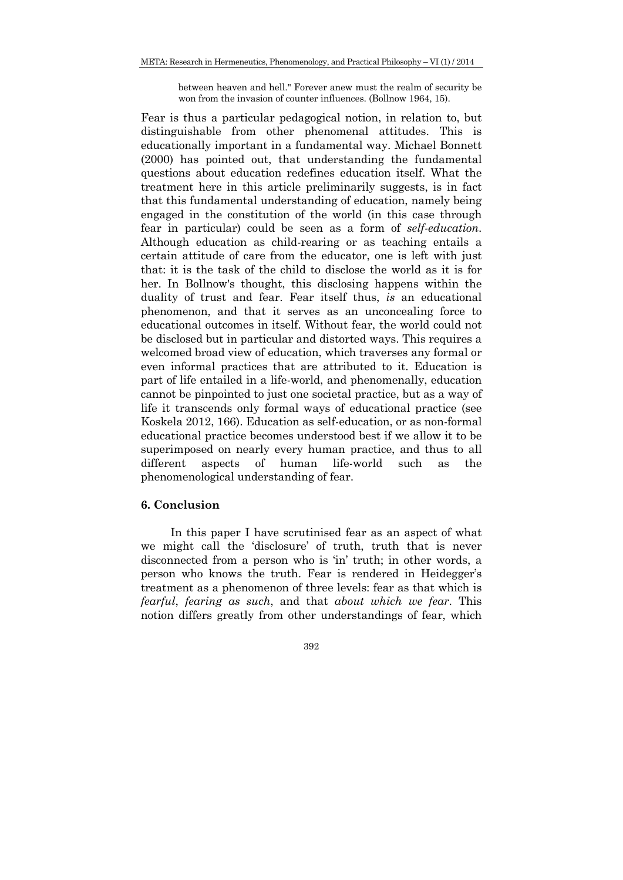> between heaven and hell." Forever anew must the realm of security be won from the invasion of counter influences. (Bollnow 1964, 15).

Fear is thus a particular pedagogical notion, in relation to, but distinguishable from other phenomenal attitudes. This is educationally important in a fundamental way. Michael Bonnett (2000) has pointed out, that understanding the fundamental questions about education redefines education itself. What the treatment here in this article preliminarily suggests, is in fact that this fundamental understanding of education, namely being engaged in the constitution of the world (in this case through fear in particular) could be seen as a form of *self-education*. Although education as child-rearing or as teaching entails a certain attitude of care from the educator, one is left with just that: it is the task of the child to disclose the world as it is for her. In Bollnow's thought, this disclosing happens within the duality of trust and fear. Fear itself thus, *is* an educational phenomenon, and that it serves as an unconcealing force to educational outcomes in itself. Without fear, the world could not be disclosed but in particular and distorted ways. This requires a welcomed broad view of education, which traverses any formal or even informal practices that are attributed to it. Education is part of life entailed in a life-world, and phenomenally, education cannot be pinpointed to just one societal practice, but as a way of life it transcends only formal ways of educational practice (see Koskela 2012, 166). Education as self-education, or as non-formal educational practice becomes understood best if we allow it to be superimposed on nearly every human practice, and thus to all different aspects of human life-world such as the phenomenological understanding of fear.

## 6. Conclusion

In this paper I have scrutinised fear as an aspect of what we might call the 'disclosure' of truth, truth that is never disconnected from a person who is 'in' truth; in other words, a person who knows the truth. Fear is rendered in Heidegger's treatment as a phenomenon of three levels: fear as that which is *fearful*, *fearing as such*, and that *about which we fear*. This notion differs greatly from other understandings of fear, which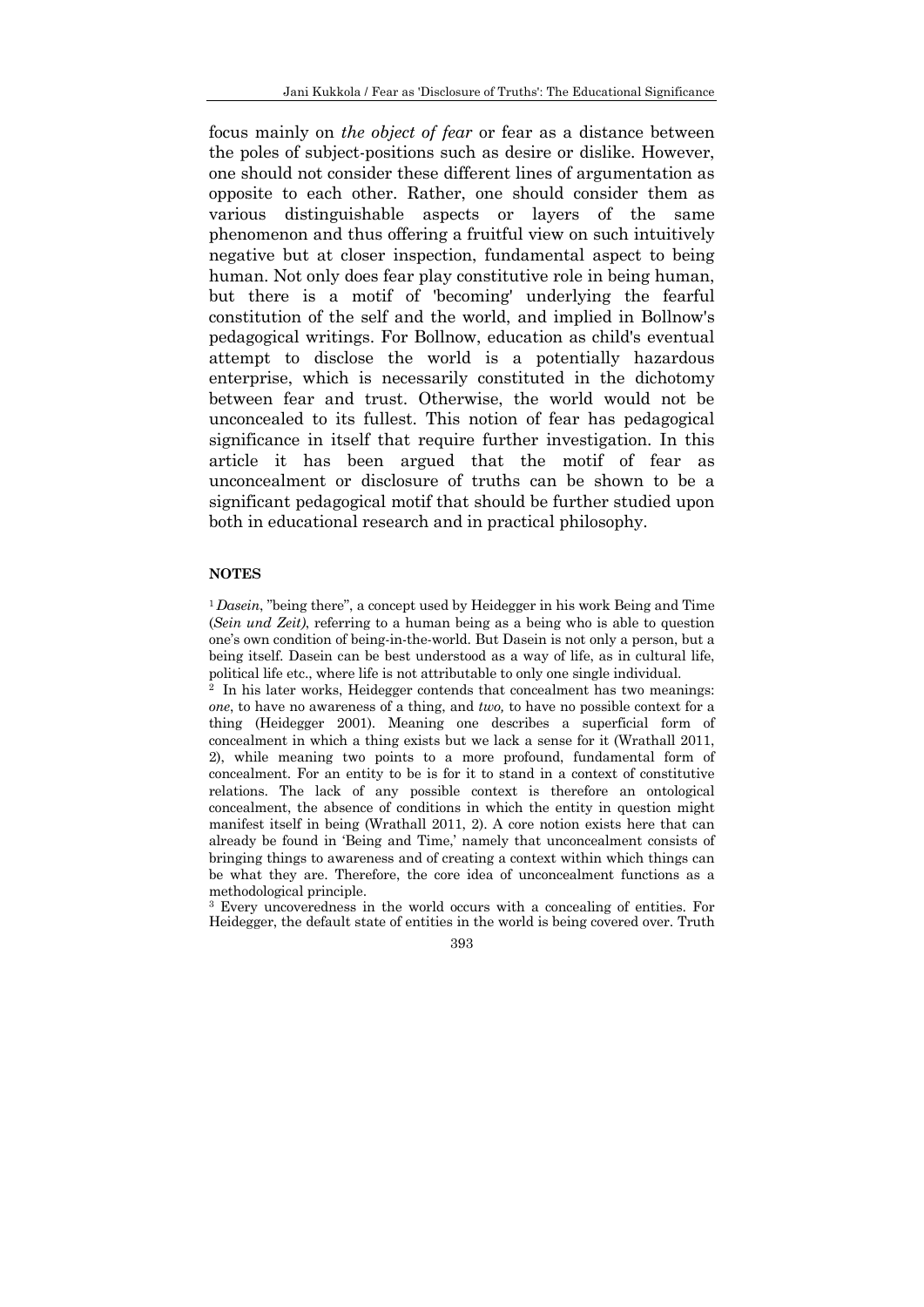focus mainly on *the object of fear* or fear as a distance between the poles of subject-positions such as desire or dislike. However, one should not consider these different lines of argumentation as opposite to each other. Rather, one should consider them as various distinguishable aspects or layers of the same phenomenon and thus offering a fruitful view on such intuitively negative but at closer inspection, fundamental aspect to being human. Not only does fear play constitutive role in being human, but there is a motif of 'becoming' underlying the fearful constitution of the self and the world, and implied in Bollnow's pedagogical writings. For Bollnow, education as child's eventual attempt to disclose the world is a potentially hazardous enterprise, which is necessarily constituted in the dichotomy between fear and trust. Otherwise, the world would not be unconcealed to its fullest. This notion of fear has pedagogical significance in itself that require further investigation. In this article it has been argued that the motif of fear as unconcealment or disclosure of truths can be shown to be a significant pedagogical motif that should be further studied upon both in educational research and in practical philosophy.

**NOTES**

[1] *Dasein*, "being there", a concept used by Heidegger in his work Being and Time (*Sein und Zeit)*, referring to a human being as a being who is able to question one's own condition of being-in-the-world. But Dasein is not only a person, but a being itself. Dasein can be best understood as a way of life, as in cultural life, political life etc., where life is not attributable to only one single individual.

[2] In his later works, Heidegger contends that concealment has two meanings: *one*, to have no awareness of a thing, and *two,* to have no possible context for a thing (Heidegger 2001). Meaning one describes a superficial form of concealment in which a thing exists but we lack a sense for it (Wrathall 2011, 2), while meaning two points to a more profound, fundamental form of concealment. For an entity to be is for it to stand in a context of constitutive relations. The lack of any possible context is therefore an ontological concealment, the absence of conditions in which the entity in question might manifest itself in being (Wrathall 2011, 2). A core notion exists here that can already be found in 'Being and Time,' namely that unconcealment consists of bringing things to awareness and of creating a context within which things can be what they are. Therefore, the core idea of unconcealment functions as a methodological principle.

[3] Every uncoveredness in the world occurs with a concealing of entities. For Heidegger, the default state of entities in the world is being covered over. Truth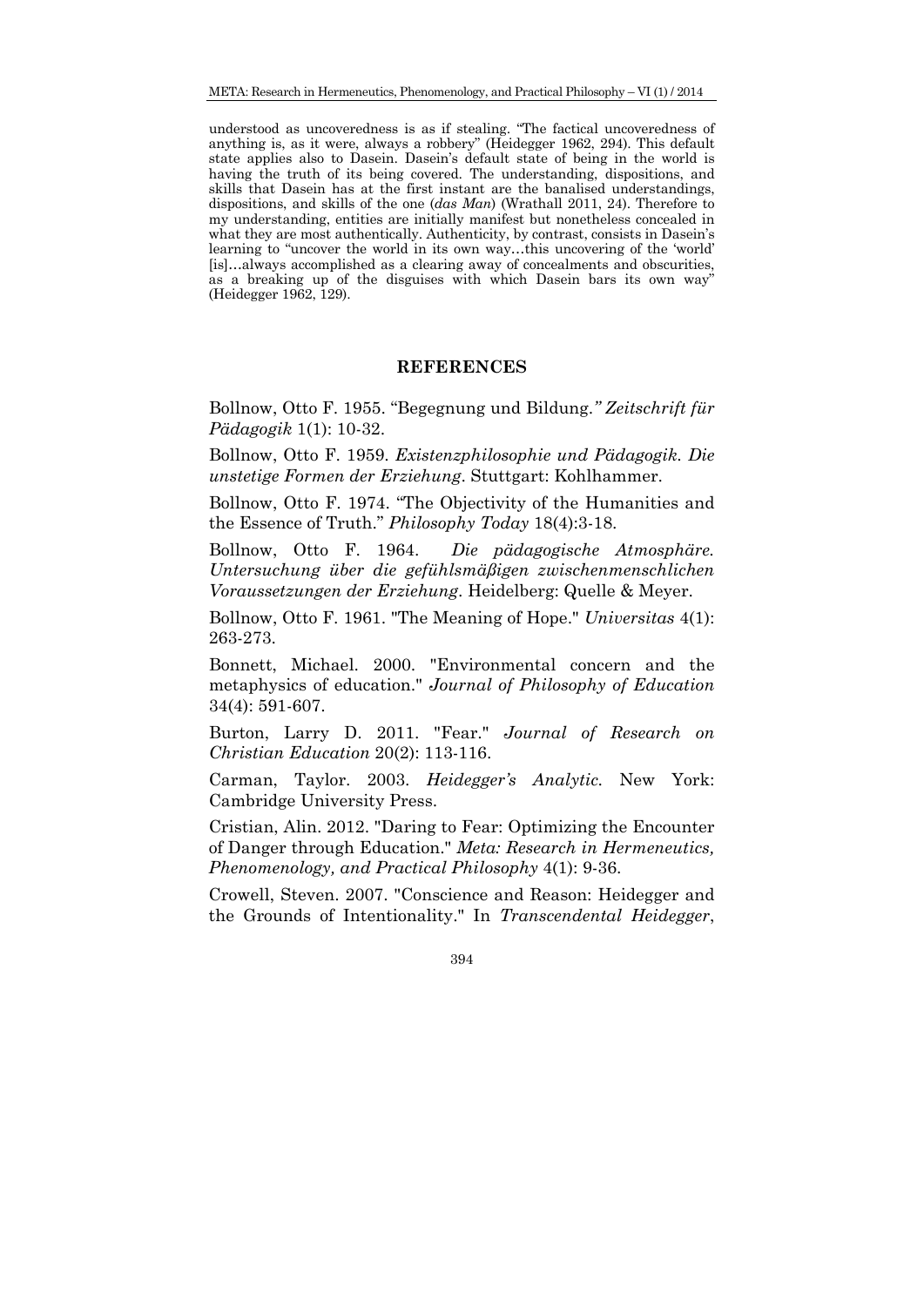understood as uncoveredness is as if stealing. "The factical uncoveredness of anything is, as it were, always a robbery" (Heidegger 1962, 294). This default state applies also to Dasein. Dasein's default state of being in the world is having the truth of its being covered. The understanding, dispositions, and skills that Dasein has at the first instant are the banalised understandings, dispositions, and skills of the one (*das Man*) (Wrathall 2011, 24). Therefore to my understanding, entities are initially manifest but nonetheless concealed in what they are most authentically. Authenticity, by contrast, consists in Dasein's learning to "uncover the world in its own way…this uncovering of the 'world' [is]…always accomplished as a clearing away of concealments and obscurities, as a breaking up of the disguises with which Dasein bars its own way" (Heidegger 1962, 129).

## REFERENCES

Bollnow, Otto F. 1955. "Begegnung und Bildung." *Zeitschrift für Pädagogik* 1(1): 10-32.

Bollnow, Otto F. 1959. *Existenzphilosophie und Pädagogik. Die unstetige Formen der Erziehung*. Stuttgart: Kohlhammer.

Bollnow, Otto F. 1974. "The Objectivity of the Humanities and the Essence of Truth." *Philosophy Today* 18(4):3-18.

Bollnow, Otto F. 1964. *Die pädagogische Atmosphäre. Untersuchung über die gefühlsmäßigen zwischenmenschlichen Voraussetzungen der Erziehung*. Heidelberg: Quelle & Meyer.

Bollnow, Otto F. 1961. "The Meaning of Hope." *Universitas* 4(1): 263-273.

Bonnett, Michael. 2000. "Environmental concern and the metaphysics of education." *Journal of Philosophy of Education* 34(4): 591-607.

Burton, Larry D. 2011. "Fear." *Journal of Research on Christian Education* 20(2): 113-116.

Carman, Taylor. 2003. *Heidegger's Analytic.* New York: Cambridge University Press.

Cristian, Alin. 2012. "Daring to Fear: Optimizing the Encounter of Danger through Education." *Meta: Research in Hermeneutics, Phenomenology, and Practical Philosophy* 4(1): 9-36.

Crowell, Steven. 2007. "Conscience and Reason: Heidegger and the Grounds of Intentionality." In *Transcendental Heidegger*,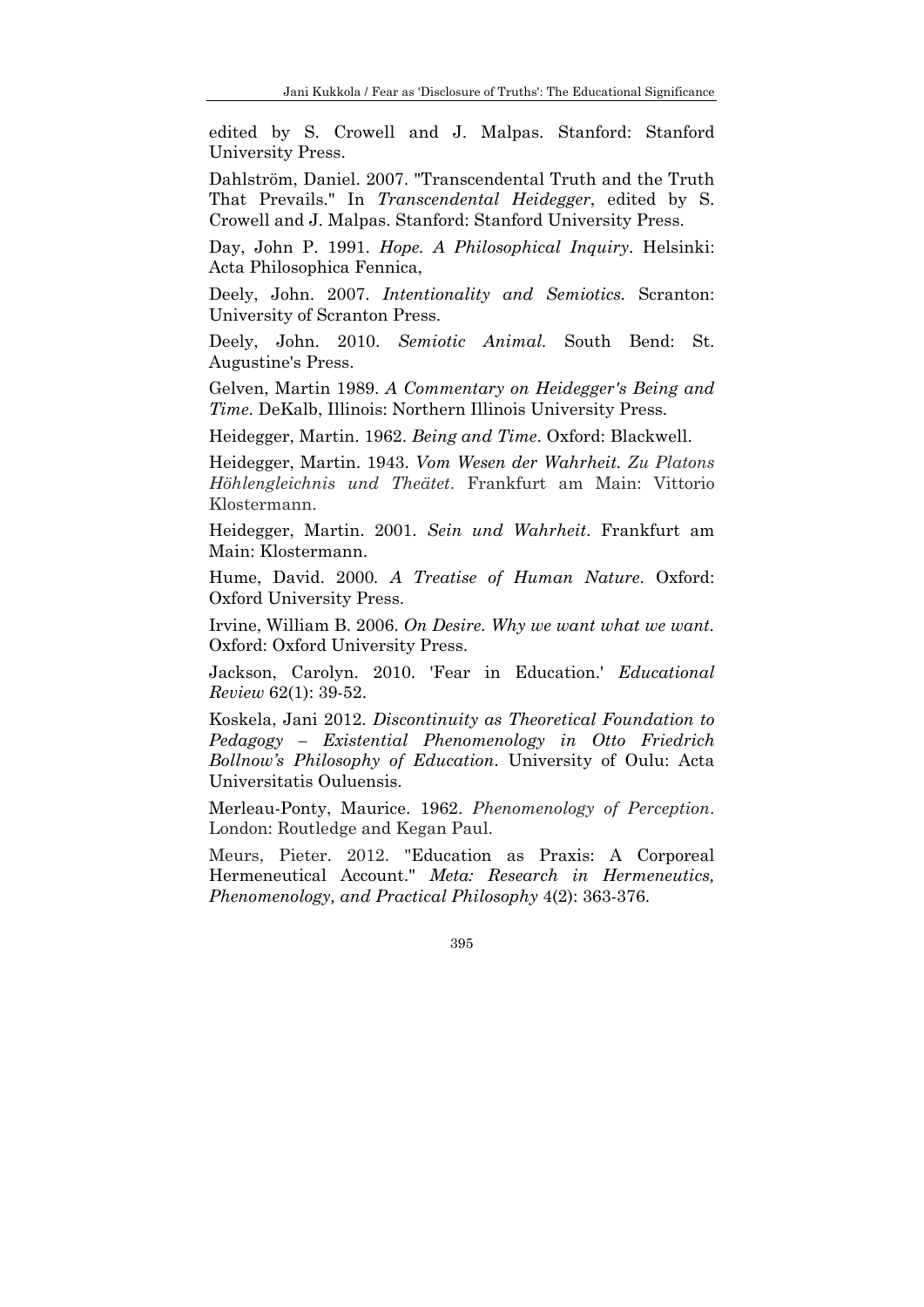edited by S. Crowell and J. Malpas. Stanford: Stanford University Press.

Dahlström, Daniel. 2007. "Transcendental Truth and the Truth That Prevails." In *Transcendental Heidegger*, edited by S. Crowell and J. Malpas. Stanford: Stanford University Press.

Day, John P. 1991. *Hope. A Philosophical Inquiry*. Helsinki: Acta Philosophica Fennica,

Deely, John. 2007. *Intentionality and Semiotics.* Scranton: University of Scranton Press.

Deely, John. 2010. *Semiotic Animal.* South Bend: St. Augustine's Press.

Gelven, Martin 1989. *A Commentary on Heidegger's Being and Time.* DeKalb, Illinois: Northern Illinois University Press.

Heidegger, Martin. 1962. *Being and Time*. Oxford: Blackwell.

Heidegger, Martin. 1943. *Vom Wesen der Wahrheit. Zu Platons Höhlengleichnis und Theätet*. Frankfurt am Main: Vittorio Klostermann.

Heidegger, Martin. 2001. *Sein und Wahrheit*. Frankfurt am Main: Klostermann.

Hume, David. 2000. *A Treatise of Human Nature*. Oxford: Oxford University Press.

Irvine, William B. 2006. *On Desire. Why we want what we want.* Oxford: Oxford University Press.

Jackson, Carolyn. 2010. 'Fear in Education.' *Educational Review* 62(1): 39-52.

Koskela, Jani 2012. *Discontinuity as Theoretical Foundation to Pedagogy – Existential Phenomenology in Otto Friedrich Bollnow's Philosophy of Education*. University of Oulu: Acta Universitatis Ouluensis.

Merleau-Ponty, Maurice. 1962. *Phenomenology of Perception*. London: Routledge and Kegan Paul.

Meurs, Pieter. 2012. "Education as Praxis: A Corporeal Hermeneutical Account." *Meta: Research in Hermeneutics, Phenomenology, and Practical Philosophy* 4(2): 363-376.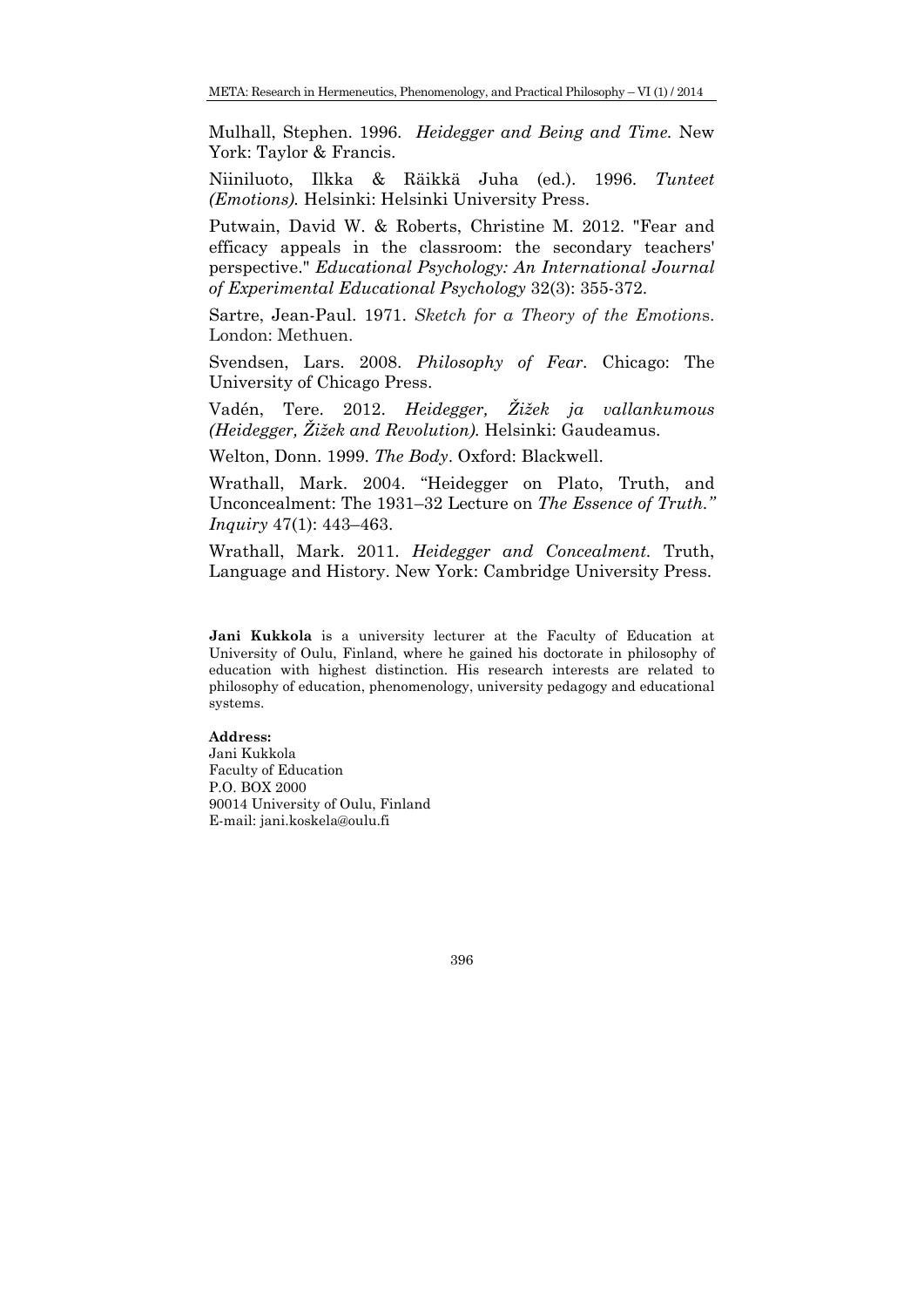Mulhall, Stephen. 1996. *Heidegger and Being and Time.* New York: Taylor & Francis.

Niiniluoto, Ilkka & Räikkä Juha (ed.). 1996. *Tunteet (Emotions).* Helsinki: Helsinki University Press.

Putwain, David W. & Roberts, Christine M. 2012. "Fear and efficacy appeals in the classroom: the secondary teachers' perspective." *Educational Psychology: An International Journal of Experimental Educational Psychology* 32(3): 355-372.

Sartre, Jean-Paul. 1971. *Sketch for a Theory of the Emotions.* London: Methuen.

Svendsen, Lars. 2008. *Philosophy of Fear*. Chicago: The University of Chicago Press.

Vadén, Tere. 2012. *Heidegger, Žižek ja vallankumous (Heidegger, Žižek and Revolution).* Helsinki: Gaudeamus.

Welton, Donn. 1999. *The Body*. Oxford: Blackwell.

Wrathall, Mark. 2004. "Heidegger on Plato, Truth, and Unconcealment: The 1931–32 Lecture on *The Essence of Truth."* *Inquiry* 47(1): 443–463.

Wrathall, Mark. 2011. *Heidegger and Concealment.* Truth, Language and History. New York: Cambridge University Press.

**Jani Kukkola** is a university lecturer at the Faculty of Education at University of Oulu, Finland, where he gained his doctorate in philosophy of education with highest distinction. His research interests are related to philosophy of education, phenomenology, university pedagogy and educational systems.

**Address:**
Jani Kukkola
Faculty of Education
P.O. BOX 2000
90014 University of Oulu, Finland
E-mail: jani.koskela@oulu.fi